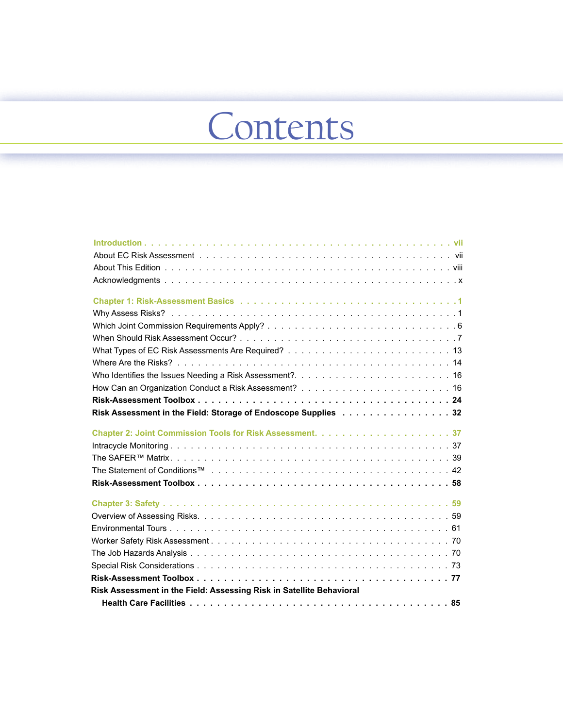# Contents

**Introduction** . . . vii
About EC Risk Assessment . . . vii
About This Edition . . . viii
Acknowledgments . . . x

**Chapter 1: Risk-Assessment Basics** . . . 1
Why Assess Risks? . . . 1
Which Joint Commission Requirements Apply? . . . 6
When Should Risk Assessment Occur? . . . 7
What Types of EC Risk Assessments Are Required? . . . 13
Where Are the Risks? . . . 14
Who Identifies the Issues Needing a Risk Assessment?. . . . 16
How Can an Organization Conduct a Risk Assessment? . . . 16
**Risk-Assessment Toolbox . . . 24**
**Risk Assessment in the Field: Storage of Endoscope Supplies . . . 32**

**Chapter 2: Joint Commission Tools for Risk Assessment.** . . . 37
Intracycle Monitoring . . . 37
The SAFER™ Matrix . . . 39
The Statement of Conditions™ . . . 42
**Risk-Assessment Toolbox . . . 58**

**Chapter 3: Safety** . . . 59
Overview of Assessing Risks. . . . 59
Environmental Tours . . . 61
Worker Safety Risk Assessment . . . 70
The Job Hazards Analysis . . . 70
Special Risk Considerations . . . 73
**Risk-Assessment Toolbox . . . 77**
**Risk Assessment in the Field: Assessing Risk in Satellite Behavioral Health Care Facilities . . . 85**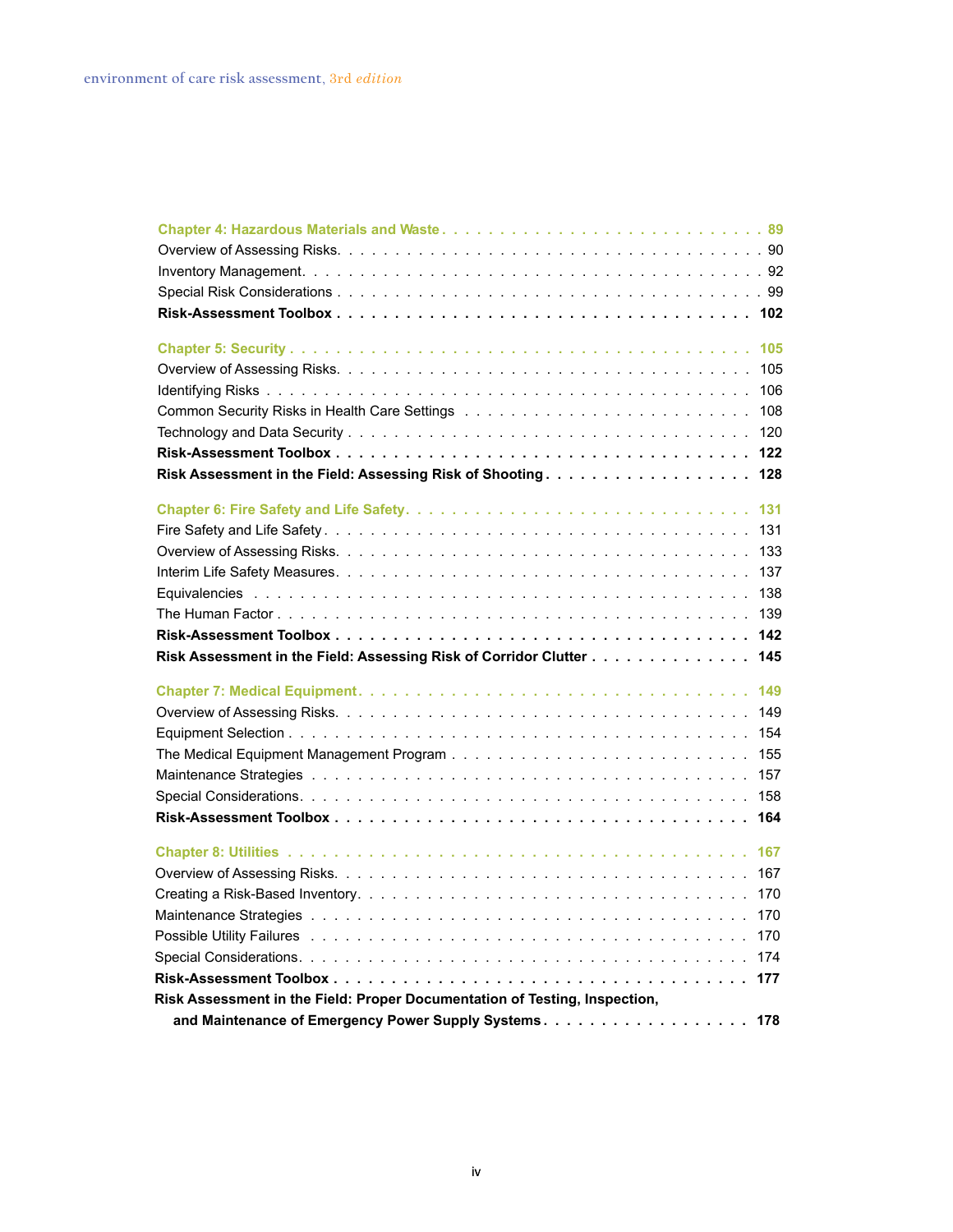**Chapter 4: Hazardous Materials and Waste** . . . . . . . . . . 89

Overview of Assessing Risks. . . . . . . . . . 90

Inventory Management. . . . . . . . . . 92

Special Risk Considerations . . . . . . . . . . 99

**Risk-Assessment Toolbox . . . . . . . . . . 102**

**Chapter 5: Security** . . . . . . . . . . 105

Overview of Assessing Risks. . . . . . . . . . 105

Identifying Risks . . . . . . . . . . 106

Common Security Risks in Health Care Settings . . . . . . . . . . 108

Technology and Data Security . . . . . . . . . . 120

**Risk-Assessment Toolbox . . . . . . . . . . 122**

**Risk Assessment in the Field: Assessing Risk of Shooting . . . . . . . . . . 128**

**Chapter 6: Fire Safety and Life Safety** . . . . . . . . . . 131

Fire Safety and Life Safety . . . . . . . . . . 131

Overview of Assessing Risks. . . . . . . . . . 133

Interim Life Safety Measures. . . . . . . . . . 137

Equivalencies . . . . . . . . . . 138

The Human Factor . . . . . . . . . . 139

**Risk-Assessment Toolbox . . . . . . . . . . 142**

**Risk Assessment in the Field: Assessing Risk of Corridor Clutter . . . . . . . . . . 145**

**Chapter 7: Medical Equipment** . . . . . . . . . . 149

Overview of Assessing Risks. . . . . . . . . . 149

Equipment Selection . . . . . . . . . . 154

The Medical Equipment Management Program . . . . . . . . . . 155

Maintenance Strategies . . . . . . . . . . 157

Special Considerations. . . . . . . . . . 158

**Risk-Assessment Toolbox . . . . . . . . . . 164**

**Chapter 8: Utilities** . . . . . . . . . . 167

Overview of Assessing Risks. . . . . . . . . . 167

Creating a Risk-Based Inventory. . . . . . . . . . 170

Maintenance Strategies . . . . . . . . . . 170

Possible Utility Failures . . . . . . . . . . 170

Special Considerations. . . . . . . . . . 174

**Risk-Assessment Toolbox . . . . . . . . . . 177**

**Risk Assessment in the Field: Proper Documentation of Testing, Inspection, and Maintenance of Emergency Power Supply Systems . . . . . . . . . . 178**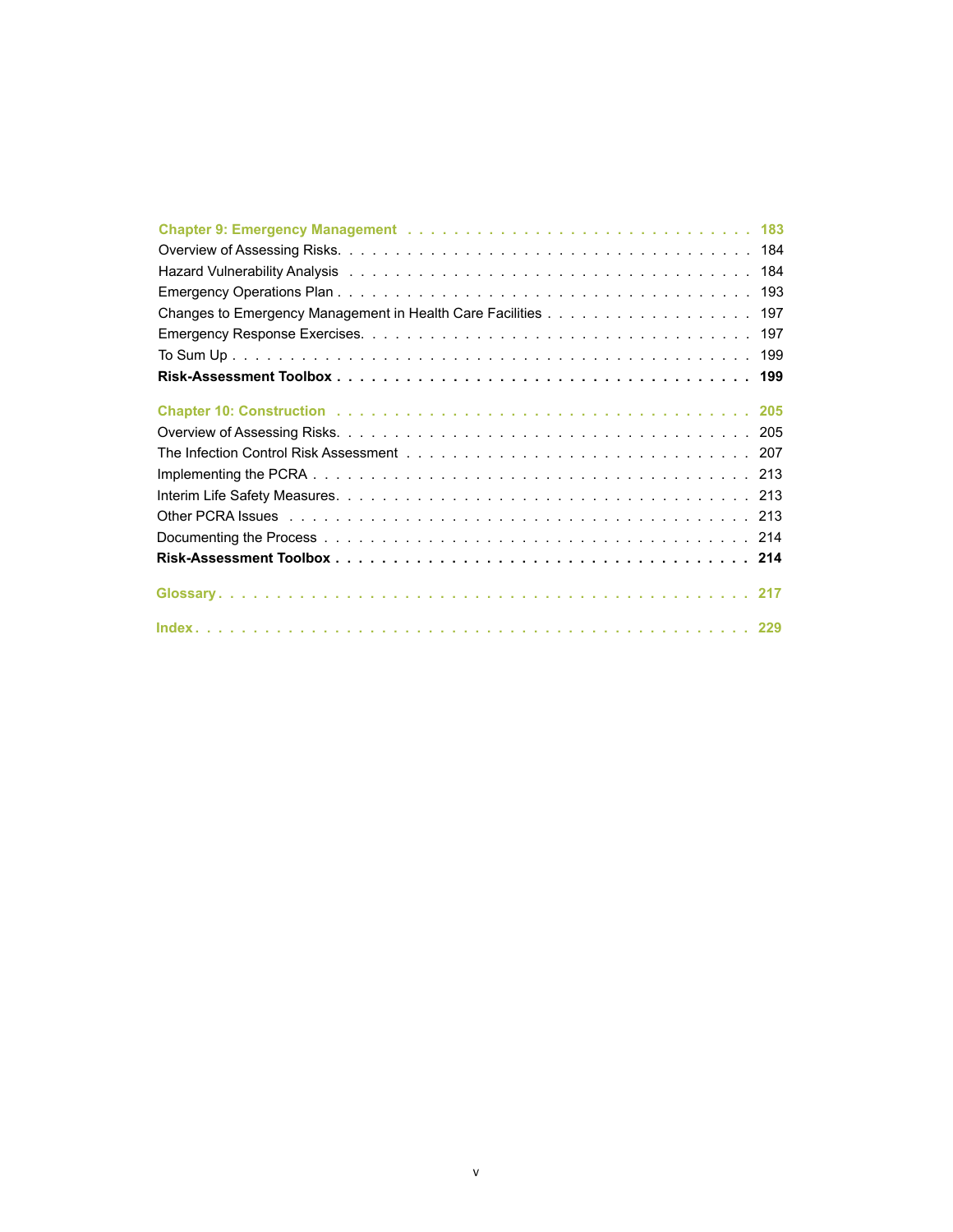**Chapter 9: Emergency Management** . . . . . . . . . . . . . . . . . . . . . . . . . . . . 183

Overview of Assessing Risks. . . . . . . . . . . . . . . . . . . . . . . . . . . . . . . . . . . . 184

Hazard Vulnerability Analysis . . . . . . . . . . . . . . . . . . . . . . . . . . . . . . . . . . 184

Emergency Operations Plan . . . . . . . . . . . . . . . . . . . . . . . . . . . . . . . . . . . 193

Changes to Emergency Management in Health Care Facilities . . . . . . . . . . . . . . . . . 197

Emergency Response Exercises. . . . . . . . . . . . . . . . . . . . . . . . . . . . . . . . . 197

To Sum Up . . . . . . . . . . . . . . . . . . . . . . . . . . . . . . . . . . . . . . . . . . 199

**Risk-Assessment Toolbox . . . . . . . . . . . . . . . . . . . . . . . . . . . . . . . . . . 199**

**Chapter 10: Construction** . . . . . . . . . . . . . . . . . . . . . . . . . . . . . . . . . . 205

Overview of Assessing Risks. . . . . . . . . . . . . . . . . . . . . . . . . . . . . . . . . . . . 205

The Infection Control Risk Assessment . . . . . . . . . . . . . . . . . . . . . . . . . . . . 207

Implementing the PCRA . . . . . . . . . . . . . . . . . . . . . . . . . . . . . . . . . . . . 213

Interim Life Safety Measures. . . . . . . . . . . . . . . . . . . . . . . . . . . . . . . . . . 213

Other PCRA Issues . . . . . . . . . . . . . . . . . . . . . . . . . . . . . . . . . . . . . . 213

Documenting the Process . . . . . . . . . . . . . . . . . . . . . . . . . . . . . . . . . . . 214

**Risk-Assessment Toolbox . . . . . . . . . . . . . . . . . . . . . . . . . . . . . . . . . . 214**

**Glossary** . . . . . . . . . . . . . . . . . . . . . . . . . . . . . . . . . . . . . . . . . . . . 217

**Index** . . . . . . . . . . . . . . . . . . . . . . . . . . . . . . . . . . . . . . . . . . . . . . 229